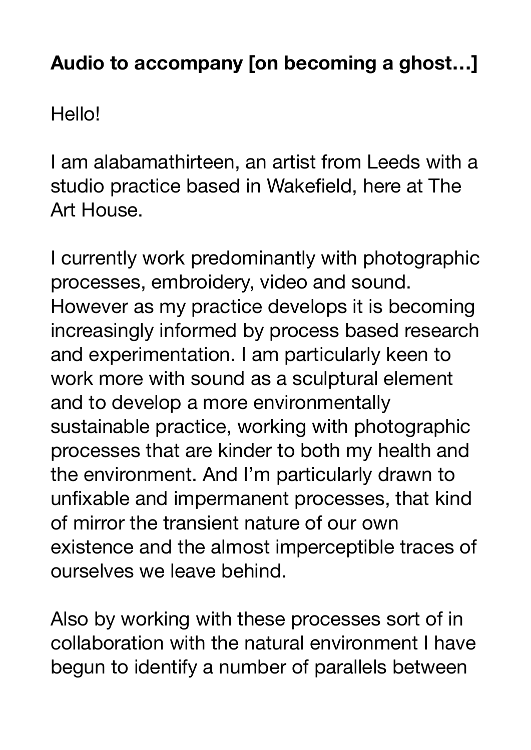**Audio to accompany [on becoming a ghost…]**

Hello!

I am alabamathirteen, an artist from Leeds with a studio practice based in Wakefield, here at The Art House.

I currently work predominantly with photographic processes, embroidery, video and sound. However as my practice develops it is becoming increasingly informed by process based research and experimentation. I am particularly keen to work more with sound as a sculptural element and to develop a more environmentally sustainable practice, working with photographic processes that are kinder to both my health and the environment. And I'm particularly drawn to unfixable and impermanent processes, that kind of mirror the transient nature of our own existence and the almost imperceptible traces of ourselves we leave behind.

Also by working with these processes sort of in collaboration with the natural environment I have begun to identify a number of parallels between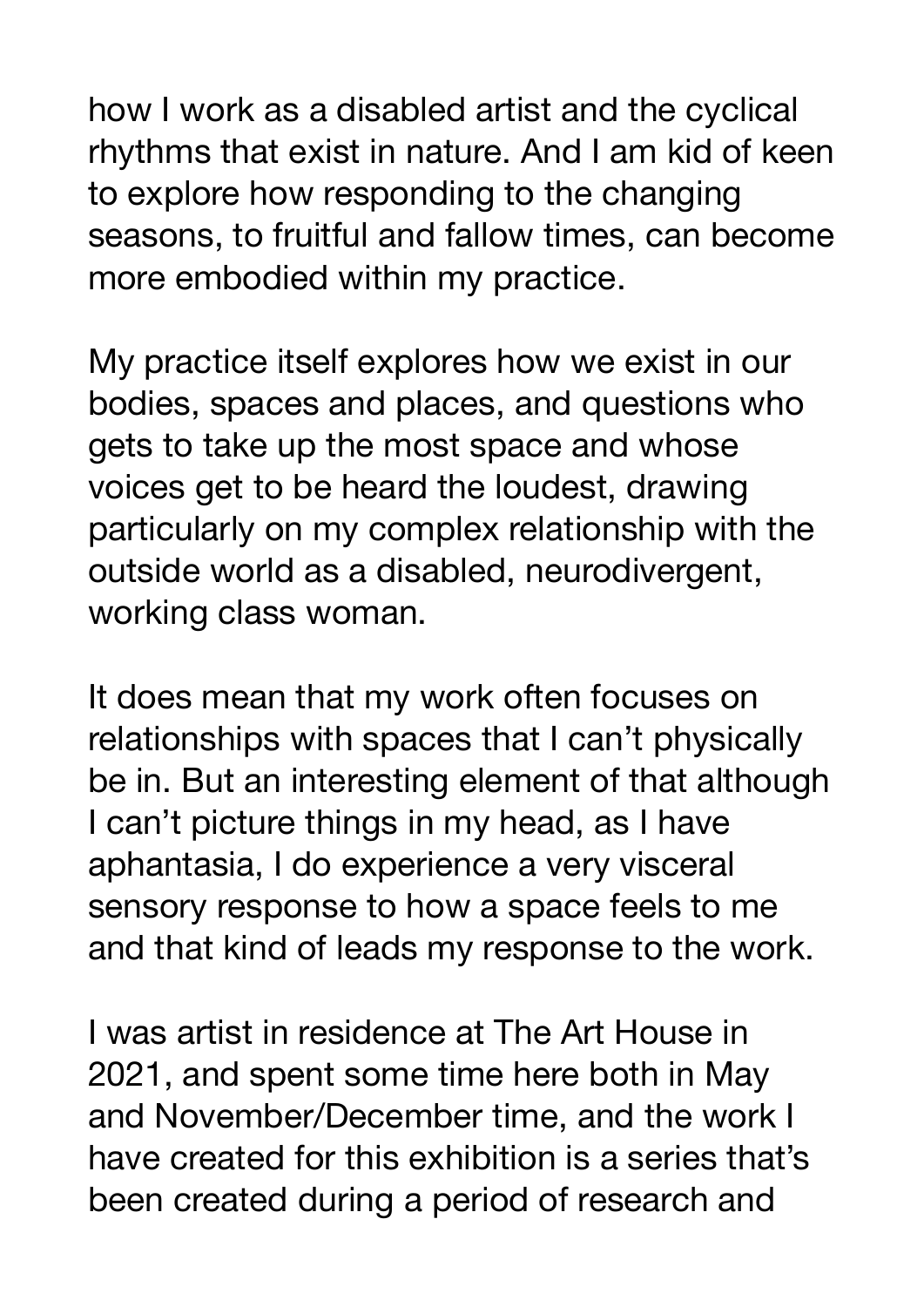how I work as a disabled artist and the cyclical rhythms that exist in nature. And I am kid of keen to explore how responding to the changing seasons, to fruitful and fallow times, can become more embodied within my practice.

My practice itself explores how we exist in our bodies, spaces and places, and questions who gets to take up the most space and whose voices get to be heard the loudest, drawing particularly on my complex relationship with the outside world as a disabled, neurodivergent, working class woman.

It does mean that my work often focuses on relationships with spaces that I can't physically be in. But an interesting element of that although I can't picture things in my head, as I have aphantasia, I do experience a very visceral sensory response to how a space feels to me and that kind of leads my response to the work.

I was artist in residence at The Art House in 2021, and spent some time here both in May and November/December time, and the work I have created for this exhibition is a series that's been created during a period of research and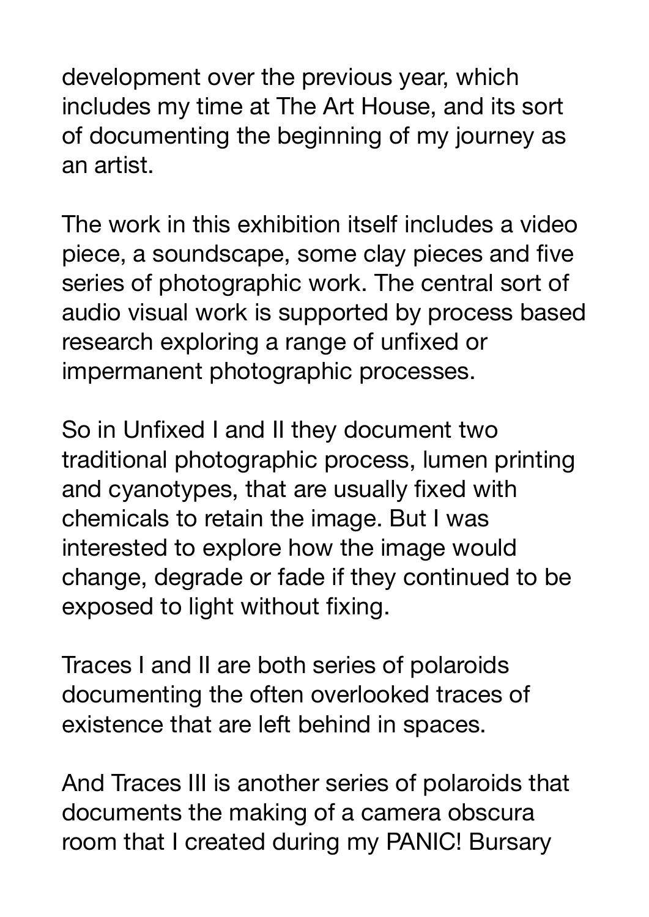development over the previous year, which includes my time at The Art House, and its sort of documenting the beginning of my journey as an artist.

The work in this exhibition itself includes a video piece, a soundscape, some clay pieces and five series of photographic work. The central sort of audio visual work is supported by process based research exploring a range of unfixed or impermanent photographic processes.

So in Unfixed I and II they document two traditional photographic process, lumen printing and cyanotypes, that are usually fixed with chemicals to retain the image. But I was interested to explore how the image would change, degrade or fade if they continued to be exposed to light without fixing.

Traces I and II are both series of polaroids documenting the often overlooked traces of existence that are left behind in spaces.

And Traces III is another series of polaroids that documents the making of a camera obscura room that I created during my PANIC! Bursary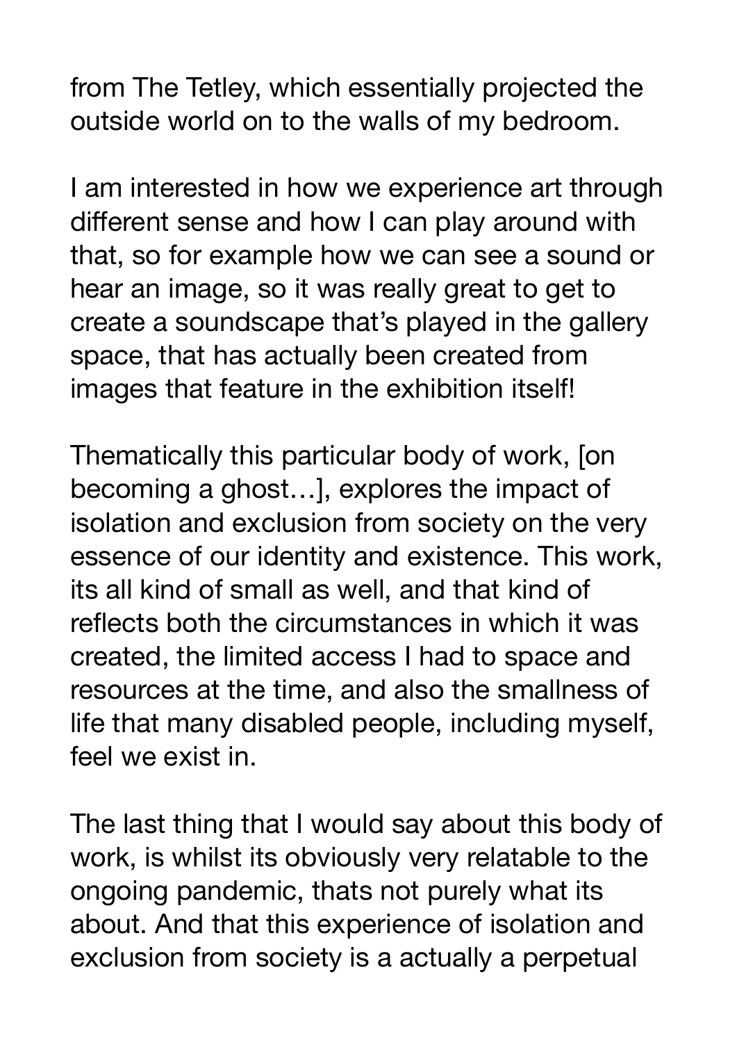from The Tetley, which essentially projected the outside world on to the walls of my bedroom.

I am interested in how we experience art through different sense and how I can play around with that, so for example how we can see a sound or hear an image, so it was really great to get to create a soundscape that's played in the gallery space, that has actually been created from images that feature in the exhibition itself!

Thematically this particular body of work, [on becoming a ghost…], explores the impact of isolation and exclusion from society on the very essence of our identity and existence. This work, its all kind of small as well, and that kind of reflects both the circumstances in which it was created, the limited access I had to space and resources at the time, and also the smallness of life that many disabled people, including myself, feel we exist in.

The last thing that I would say about this body of work, is whilst its obviously very relatable to the ongoing pandemic, thats not purely what its about. And that this experience of isolation and exclusion from society is a actually a perpetual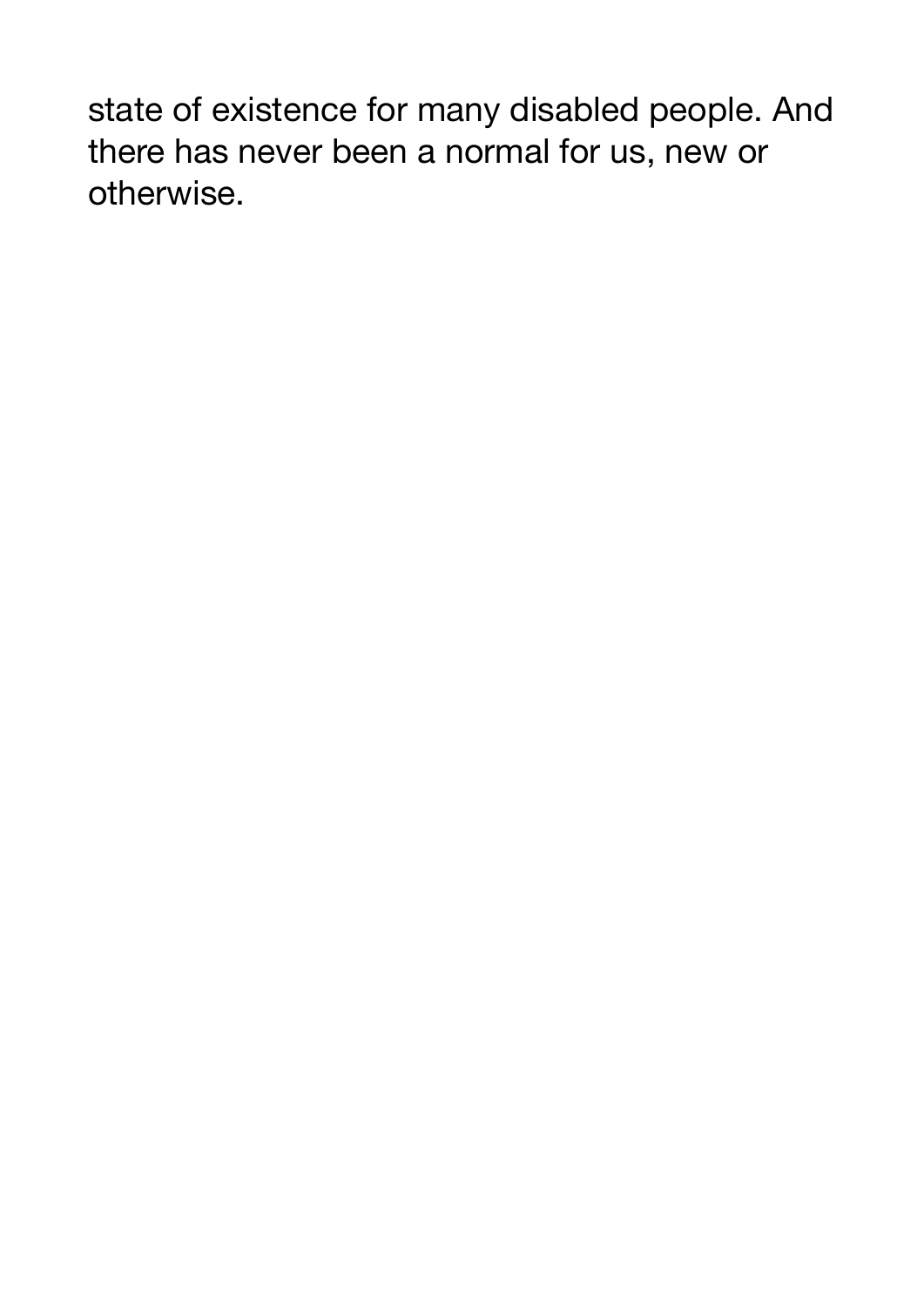state of existence for many disabled people. And there has never been a normal for us, new or otherwise.